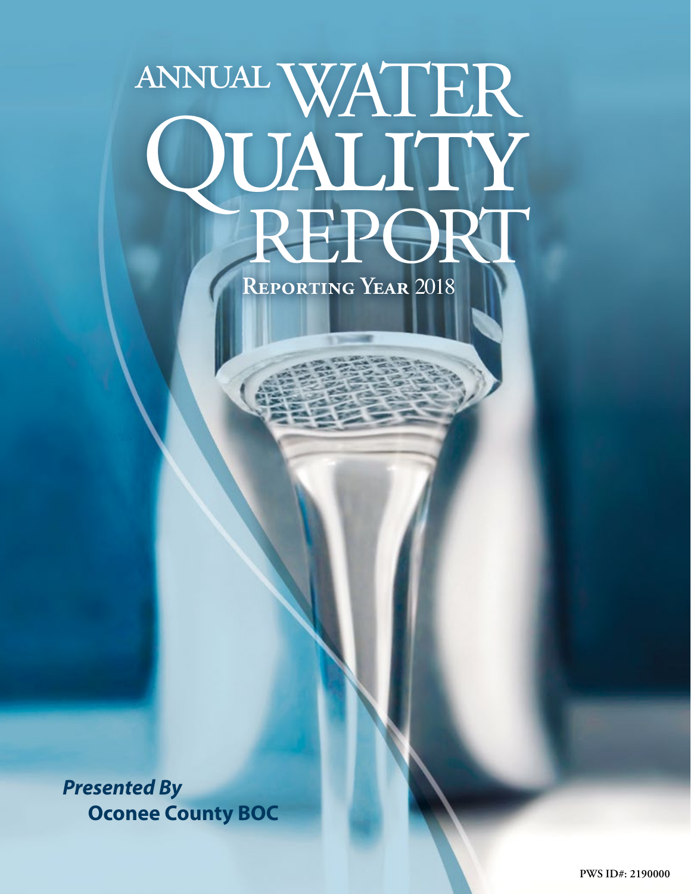# ANNUAL WATER QUALITY REPORT

## Reporting Year 2018

***Presented By***
**Oconee County BOC**

PWS ID#: 2190000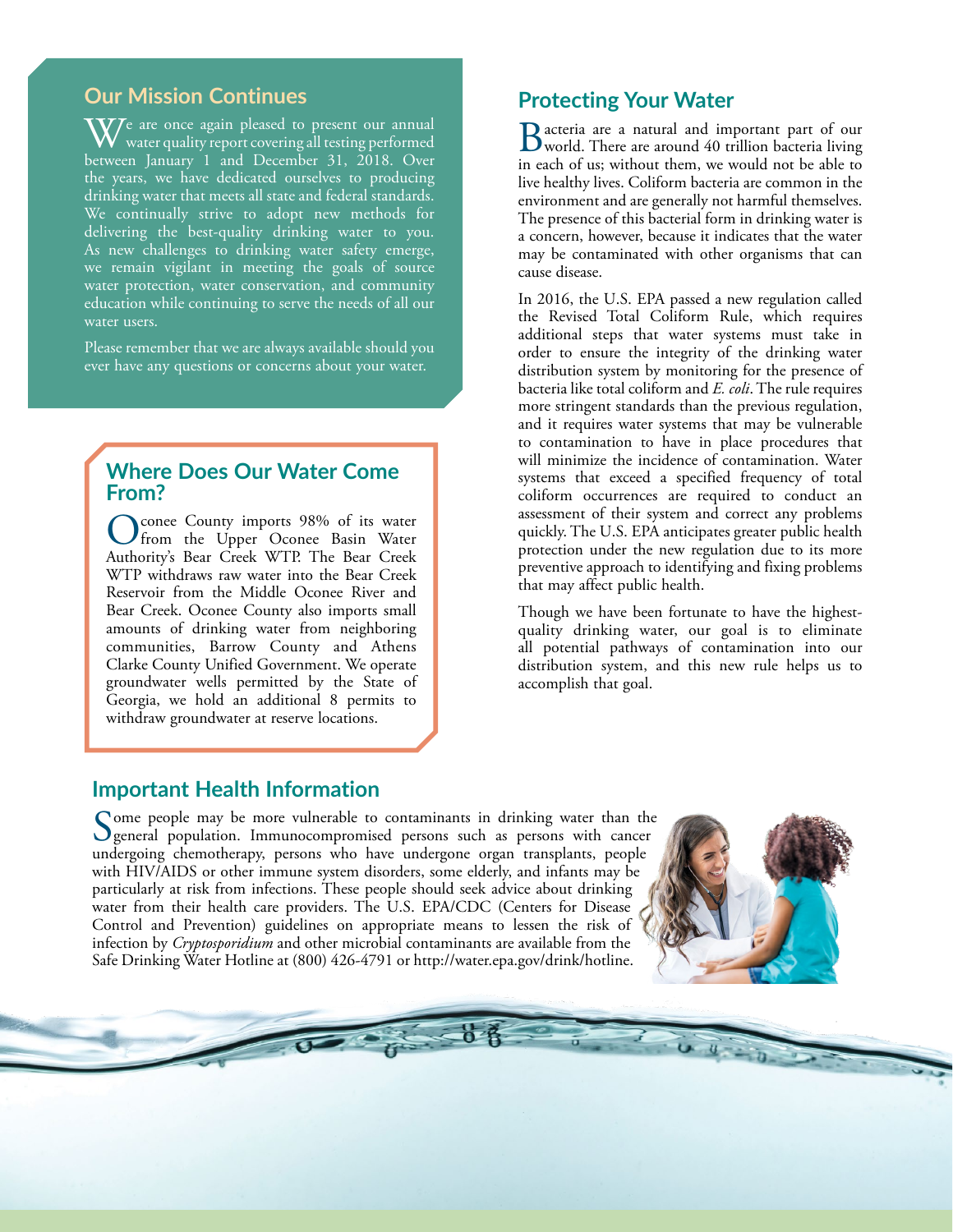## Our Mission Continues

We are once again pleased to present our annual water quality report covering all testing performed between January 1 and December 31, 2018. Over the years, we have dedicated ourselves to producing drinking water that meets all state and federal standards. We continually strive to adopt new methods for delivering the best-quality drinking water to you. As new challenges to drinking water safety emerge, we remain vigilant in meeting the goals of source water protection, water conservation, and community education while continuing to serve the needs of all our water users.

Please remember that we are always available should you ever have any questions or concerns about your water.

## Where Does Our Water Come From?

Oconee County imports 98% of its water from the Upper Oconee Basin Water Authority's Bear Creek WTP. The Bear Creek WTP withdraws raw water into the Bear Creek Reservoir from the Middle Oconee River and Bear Creek. Oconee County also imports small amounts of drinking water from neighboring communities, Barrow County and Athens Clarke County Unified Government. We operate groundwater wells permitted by the State of Georgia, we hold an additional 8 permits to withdraw groundwater at reserve locations.

## Protecting Your Water

Bacteria are a natural and important part of our world. There are around 40 trillion bacteria living in each of us; without them, we would not be able to live healthy lives. Coliform bacteria are common in the environment and are generally not harmful themselves. The presence of this bacterial form in drinking water is a concern, however, because it indicates that the water may be contaminated with other organisms that can cause disease.

In 2016, the U.S. EPA passed a new regulation called the Revised Total Coliform Rule, which requires additional steps that water systems must take in order to ensure the integrity of the drinking water distribution system by monitoring for the presence of bacteria like total coliform and *E. coli*. The rule requires more stringent standards than the previous regulation, and it requires water systems that may be vulnerable to contamination to have in place procedures that will minimize the incidence of contamination. Water systems that exceed a specified frequency of total coliform occurrences are required to conduct an assessment of their system and correct any problems quickly. The U.S. EPA anticipates greater public health protection under the new regulation due to its more preventive approach to identifying and fixing problems that may affect public health.

Though we have been fortunate to have the highest-quality drinking water, our goal is to eliminate all potential pathways of contamination into our distribution system, and this new rule helps us to accomplish that goal.

## Important Health Information

Some people may be more vulnerable to contaminants in drinking water than the general population. Immunocompromised persons such as persons with cancer undergoing chemotherapy, persons who have undergone organ transplants, people with HIV/AIDS or other immune system disorders, some elderly, and infants may be particularly at risk from infections. These people should seek advice about drinking water from their health care providers. The U.S. EPA/CDC (Centers for Disease Control and Prevention) guidelines on appropriate means to lessen the risk of infection by *Cryptosporidium* and other microbial contaminants are available from the Safe Drinking Water Hotline at (800) 426-4791 or http://water.epa.gov/drink/hotline.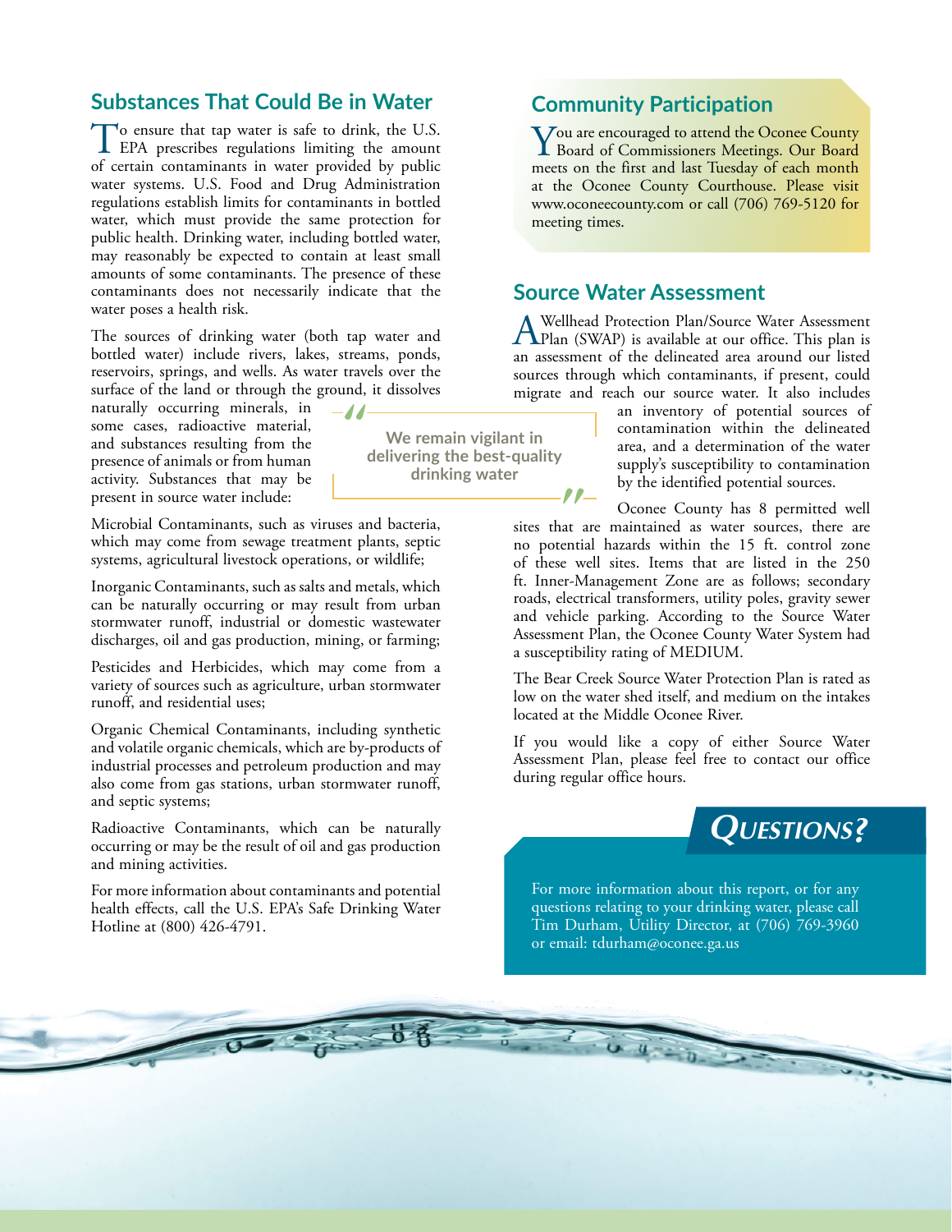## Substances That Could Be in Water

To ensure that tap water is safe to drink, the U.S. EPA prescribes regulations limiting the amount of certain contaminants in water provided by public water systems. U.S. Food and Drug Administration regulations establish limits for contaminants in bottled water, which must provide the same protection for public health. Drinking water, including bottled water, may reasonably be expected to contain at least small amounts of some contaminants. The presence of these contaminants does not necessarily indicate that the water poses a health risk.

The sources of drinking water (both tap water and bottled water) include rivers, lakes, streams, ponds, reservoirs, springs, and wells. As water travels over the surface of the land or through the ground, it dissolves naturally occurring minerals, in some cases, radioactive material, and substances resulting from the presence of animals or from human activity. Substances that may be present in source water include:

> We remain vigilant in delivering the best-quality drinking water

Microbial Contaminants, such as viruses and bacteria, which may come from sewage treatment plants, septic systems, agricultural livestock operations, or wildlife;

Inorganic Contaminants, such as salts and metals, which can be naturally occurring or may result from urban stormwater runoff, industrial or domestic wastewater discharges, oil and gas production, mining, or farming;

Pesticides and Herbicides, which may come from a variety of sources such as agriculture, urban stormwater runoff, and residential uses;

Organic Chemical Contaminants, including synthetic and volatile organic chemicals, which are by-products of industrial processes and petroleum production and may also come from gas stations, urban stormwater runoff, and septic systems;

Radioactive Contaminants, which can be naturally occurring or may be the result of oil and gas production and mining activities.

For more information about contaminants and potential health effects, call the U.S. EPA's Safe Drinking Water Hotline at (800) 426-4791.

## Community Participation

You are encouraged to attend the Oconee County Board of Commissioners Meetings. Our Board meets on the first and last Tuesday of each month at the Oconee County Courthouse. Please visit www.oconeecounty.com or call (706) 769-5120 for meeting times.

## Source Water Assessment

A Wellhead Protection Plan/Source Water Assessment Plan (SWAP) is available at our office. This plan is an assessment of the delineated area around our listed sources through which contaminants, if present, could migrate and reach our source water. It also includes an inventory of potential sources of contamination within the delineated area, and a determination of the water supply's susceptibility to contamination by the identified potential sources.

Oconee County has 8 permitted well sites that are maintained as water sources, there are no potential hazards within the 15 ft. control zone of these well sites. Items that are listed in the 250 ft. Inner-Management Zone are as follows; secondary roads, electrical transformers, utility poles, gravity sewer and vehicle parking. According to the Source Water Assessment Plan, the Oconee County Water System had a susceptibility rating of MEDIUM.

The Bear Creek Source Water Protection Plan is rated as low on the water shed itself, and medium on the intakes located at the Middle Oconee River.

If you would like a copy of either Source Water Assessment Plan, please feel free to contact our office during regular office hours.

## QUESTIONS?

For more information about this report, or for any questions relating to your drinking water, please call Tim Durham, Utility Director, at (706) 769-3960 or email: tdurham@oconee.ga.us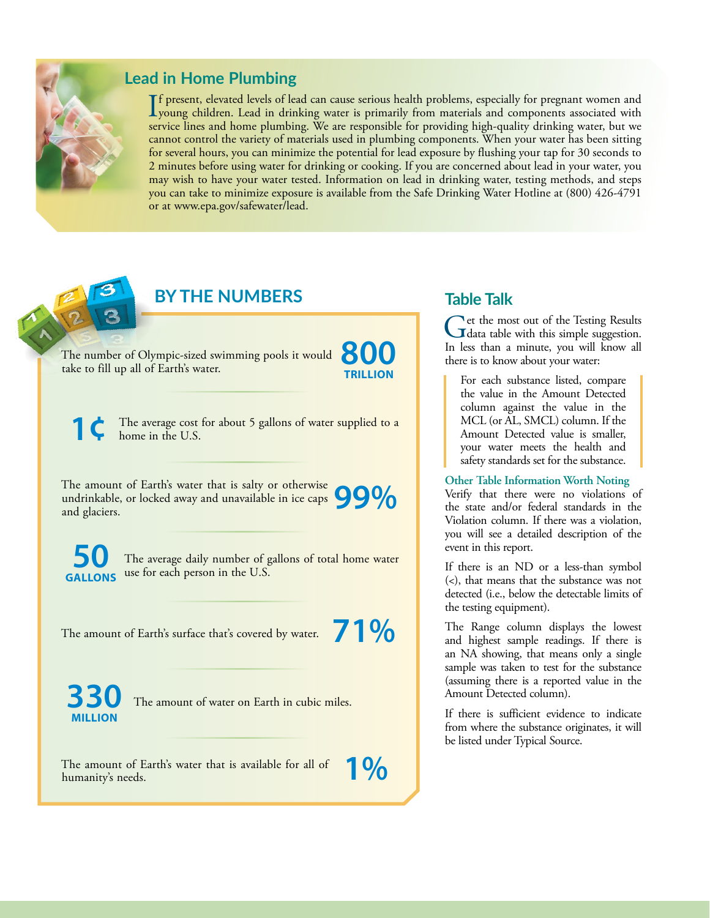## Lead in Home Plumbing

If present, elevated levels of lead can cause serious health problems, especially for pregnant women and young children. Lead in drinking water is primarily from materials and components associated with service lines and home plumbing. We are responsible for providing high-quality drinking water, but we cannot control the variety of materials used in plumbing components. When your water has been sitting for several hours, you can minimize the potential for lead exposure by flushing your tap for 30 seconds to 2 minutes before using water for drinking or cooking. If you are concerned about lead in your water, you may wish to have your water tested. Information on lead in drinking water, testing methods, and steps you can take to minimize exposure is available from the Safe Drinking Water Hotline at (800) 426-4791 or at www.epa.gov/safewater/lead.

## BY THE NUMBERS

**800 TRILLION** — The number of Olympic-sized swimming pools it would take to fill up all of Earth's water.

**1¢** — The average cost for about 5 gallons of water supplied to a home in the U.S.

**99%** — The amount of Earth's water that is salty or otherwise undrinkable, or locked away and unavailable in ice caps and glaciers.

**50 GALLONS** — The average daily number of gallons of total home water use for each person in the U.S.

**71%** — The amount of Earth's surface that's covered by water.

**330 MILLION** — The amount of water on Earth in cubic miles.

**1%** — The amount of Earth's water that is available for all of humanity's needs.

## Table Talk

Get the most out of the Testing Results data table with this simple suggestion. In less than a minute, you will know all there is to know about your water:

> For each substance listed, compare the value in the Amount Detected column against the value in the MCL (or AL, SMCL) column. If the Amount Detected value is smaller, your water meets the health and safety standards set for the substance.

### Other Table Information Worth Noting

Verify that there were no violations of the state and/or federal standards in the Violation column. If there was a violation, you will see a detailed description of the event in this report.

If there is an ND or a less-than symbol (<), that means that the substance was not detected (i.e., below the detectable limits of the testing equipment).

The Range column displays the lowest and highest sample readings. If there is an NA showing, that means only a single sample was taken to test for the substance (assuming there is a reported value in the Amount Detected column).

If there is sufficient evidence to indicate from where the substance originates, it will be listed under Typical Source.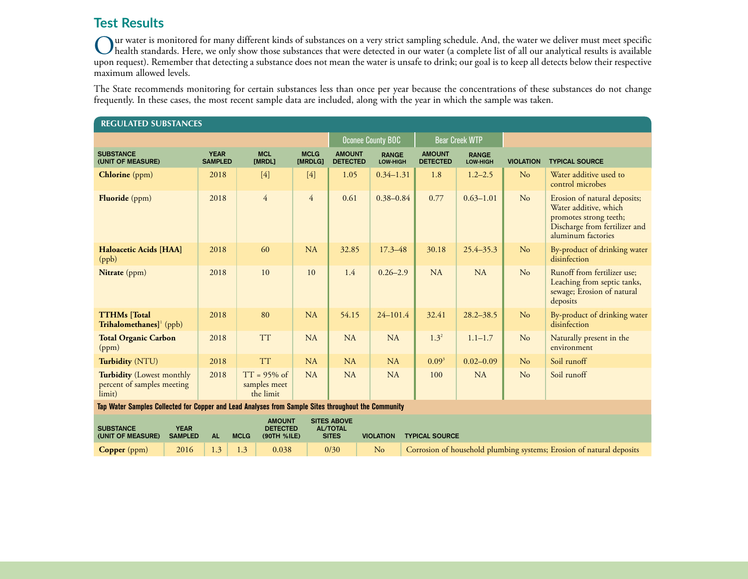## Test Results

Our water is monitored for many different kinds of substances on a very strict sampling schedule. And, the water we deliver must meet specific health standards. Here, we only show those substances that were detected in our water (a complete list of all our analytical results is available upon request). Remember that detecting a substance does not mean the water is unsafe to drink; our goal is to keep all detects below their respective maximum allowed levels.

The State recommends monitoring for certain substances less than once per year because the concentrations of these substances do not change frequently. In these cases, the most recent sample data are included, along with the year in which the sample was taken.

### REGULATED SUBSTANCES

| | | | | Oconee County BOC | | Bear Creek WTP | | | |
|---|---|---|---|---|---|---|---|---|---|
| SUBSTANCE (UNIT OF MEASURE) | YEAR SAMPLED | MCL [MRDL] | MCLG [MRDLG] | AMOUNT DETECTED | RANGE LOW-HIGH | AMOUNT DETECTED | RANGE LOW-HIGH | VIOLATION | TYPICAL SOURCE |
| **Chlorine** (ppm) | 2018 | [4] | [4] | 1.05 | 0.34–1.31 | 1.8 | 1.2–2.5 | No | Water additive used to control microbes |
| **Fluoride** (ppm) | 2018 | 4 | 4 | 0.61 | 0.38–0.84 | 0.77 | 0.63–1.01 | No | Erosion of natural deposits; Water additive, which promotes strong teeth; Discharge from fertilizer and aluminum factories |
| **Haloacetic Acids [HAA]** (ppb) | 2018 | 60 | NA | 32.85 | 17.3–48 | 30.18 | 25.4–35.3 | No | By-product of drinking water disinfection |
| **Nitrate** (ppm) | 2018 | 10 | 10 | 1.4 | 0.26–2.9 | NA | NA | No | Runoff from fertilizer use; Leaching from septic tanks, sewage; Erosion of natural deposits |
| **TTHMs [Total Trihalomethanes]**[1] (ppb) | 2018 | 80 | NA | 54.15 | 24–101.4 | 32.41 | 28.2–38.5 | No | By-product of drinking water disinfection |
| **Total Organic Carbon** (ppm) | 2018 | TT | NA | NA | NA | 1.3[2] | 1.1–1.7 | No | Naturally present in the environment |
| **Turbidity** (NTU) | 2018 | TT | NA | NA | NA | 0.09[3] | 0.02–0.09 | No | Soil runoff |
| **Turbidity** (Lowest monthly percent of samples meeting limit) | 2018 | TT = 95% of samples meet the limit | NA | NA | NA | 100 | NA | No | Soil runoff |

**Tap Water Samples Collected for Copper and Lead Analyses from Sample Sites throughout the Community**

| SUBSTANCE (UNIT OF MEASURE) | YEAR SAMPLED | AL | MCLG | AMOUNT DETECTED (90TH %ILE) | SITES ABOVE AL/TOTAL SITES | VIOLATION | TYPICAL SOURCE |
|---|---|---|---|---|---|---|---|
| **Copper** (ppm) | 2016 | 1.3 | 1.3 | 0.038 | 0/30 | No | Corrosion of household plumbing systems; Erosion of natural deposits |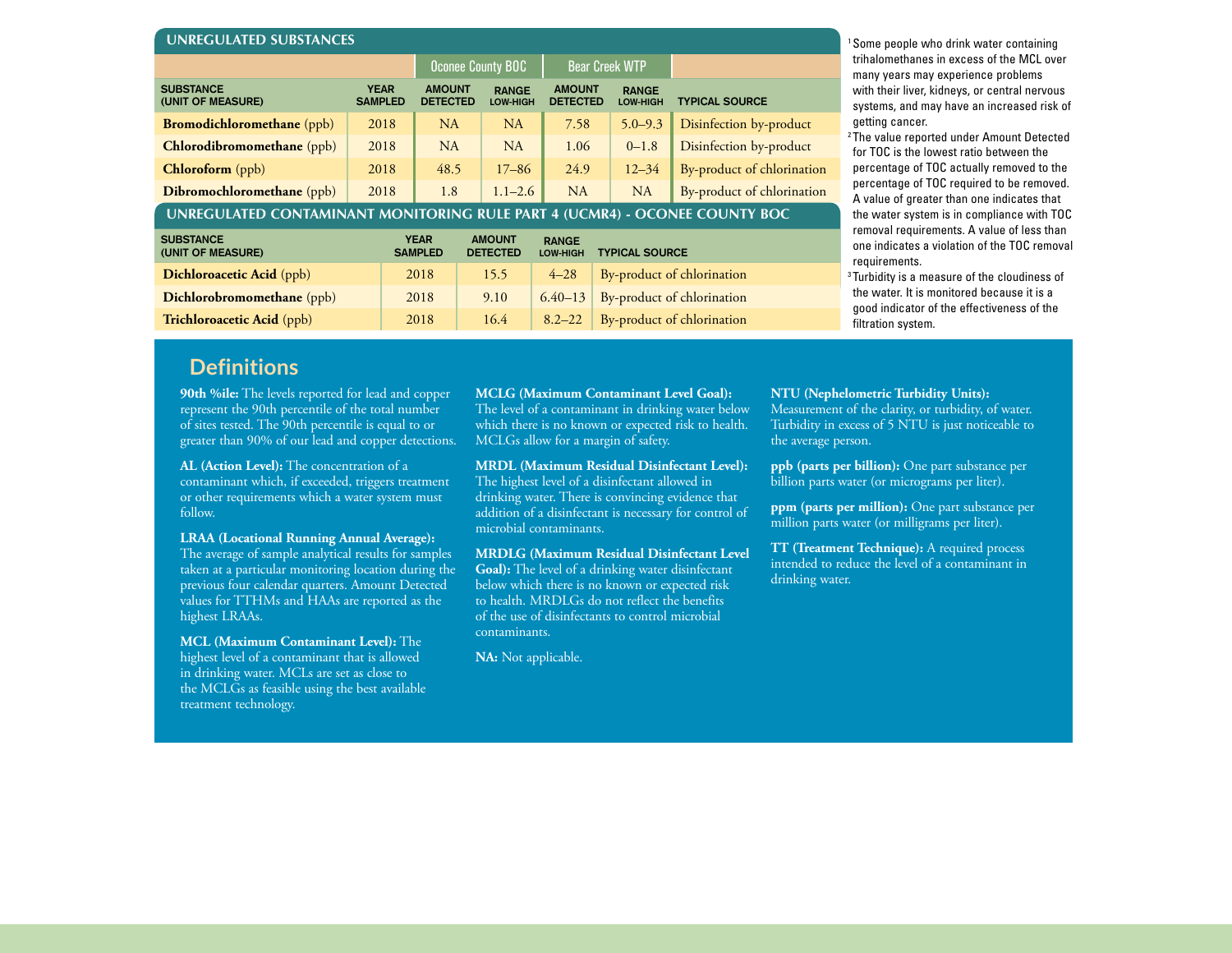## UNREGULATED SUBSTANCES

| | | Oconee County BOC | | Bear Creek WTP | | |
|---|---|---|---|---|---|---|
| SUBSTANCE (UNIT OF MEASURE) | YEAR SAMPLED | AMOUNT DETECTED | RANGE LOW-HIGH | AMOUNT DETECTED | RANGE LOW-HIGH | TYPICAL SOURCE |
| **Bromodichloromethane** (ppb) | 2018 | NA | NA | 7.58 | 5.0–9.3 | Disinfection by-product |
| **Chlorodibromomethane** (ppb) | 2018 | NA | NA | 1.06 | 0–1.8 | Disinfection by-product |
| **Chloroform** (ppb) | 2018 | 48.5 | 17–86 | 24.9 | 12–34 | By-product of chlorination |
| **Dibromochloromethane** (ppb) | 2018 | 1.8 | 1.1–2.6 | NA | NA | By-product of chlorination |

## UNREGULATED CONTAMINANT MONITORING RULE PART 4 (UCMR4) - OCONEE COUNTY BOC

| SUBSTANCE (UNIT OF MEASURE) | YEAR SAMPLED | AMOUNT DETECTED | RANGE LOW-HIGH | TYPICAL SOURCE |
|---|---|---|---|---|
| **Dichloroacetic Acid** (ppb) | 2018 | 15.5 | 4–28 | By-product of chlorination |
| **Dichlorobromomethane** (ppb) | 2018 | 9.10 | 6.40–13 | By-product of chlorination |
| **Trichloroacetic Acid** (ppb) | 2018 | 16.4 | 8.2–22 | By-product of chlorination |

[1] Some people who drink water containing trihalomethanes in excess of the MCL over many years may experience problems with their liver, kidneys, or central nervous systems, and may have an increased risk of getting cancer.

[2] The value reported under Amount Detected for TOC is the lowest ratio between the percentage of TOC actually removed to the percentage of TOC required to be removed. A value of greater than one indicates that the water system is in compliance with TOC removal requirements. A value of less than one indicates a violation of the TOC removal requirements.

[3] Turbidity is a measure of the cloudiness of the water. It is monitored because it is a good indicator of the effectiveness of the filtration system.

## Definitions

**90th %ile:** The levels reported for lead and copper represent the 90th percentile of the total number of sites tested. The 90th percentile is equal to or greater than 90% of our lead and copper detections.

**AL (Action Level):** The concentration of a contaminant which, if exceeded, triggers treatment or other requirements which a water system must follow.

**LRAA (Locational Running Annual Average):** The average of sample analytical results for samples taken at a particular monitoring location during the previous four calendar quarters. Amount Detected values for TTHMs and HAAs are reported as the highest LRAAs.

**MCL (Maximum Contaminant Level):** The highest level of a contaminant that is allowed in drinking water. MCLs are set as close to the MCLGs as feasible using the best available treatment technology.

**MCLG (Maximum Contaminant Level Goal):** The level of a contaminant in drinking water below which there is no known or expected risk to health. MCLGs allow for a margin of safety.

**MRDL (Maximum Residual Disinfectant Level):** The highest level of a disinfectant allowed in drinking water. There is convincing evidence that addition of a disinfectant is necessary for control of microbial contaminants.

**MRDLG (Maximum Residual Disinfectant Level Goal):** The level of a drinking water disinfectant below which there is no known or expected risk to health. MRDLGs do not reflect the benefits of the use of disinfectants to control microbial contaminants.

**NA:** Not applicable.

**NTU (Nephelometric Turbidity Units):** Measurement of the clarity, or turbidity, of water. Turbidity in excess of 5 NTU is just noticeable to the average person.

**ppb (parts per billion):** One part substance per billion parts water (or micrograms per liter).

**ppm (parts per million):** One part substance per million parts water (or milligrams per liter).

**TT (Treatment Technique):** A required process intended to reduce the level of a contaminant in drinking water.